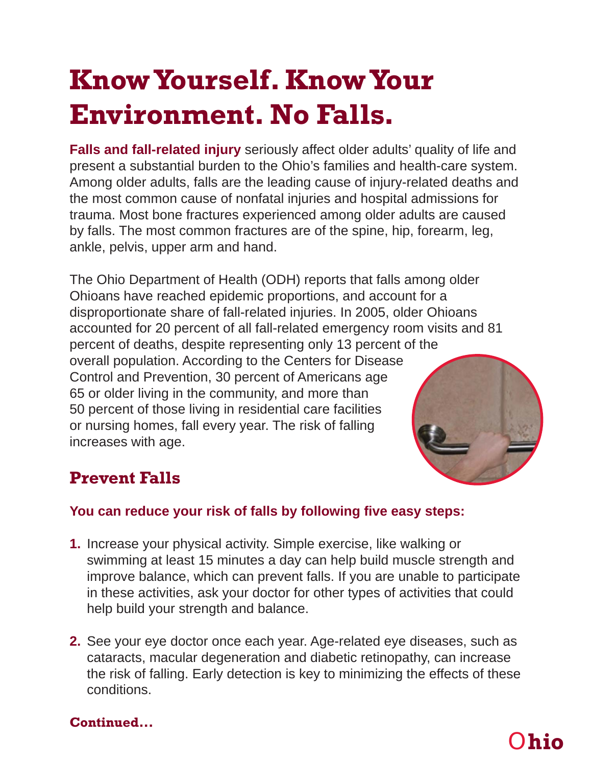# Know Yourself. Know Your Environment. No Falls.

**Falls and fall-related injury** seriously affect older adults' quality of life and present a substantial burden to the Ohio's families and health-care system. Among older adults, falls are the leading cause of injury-related deaths and the most common cause of nonfatal injuries and hospital admissions for trauma. Most bone fractures experienced among older adults are caused by falls. The most common fractures are of the spine, hip, forearm, leg, ankle, pelvis, upper arm and hand.

The Ohio Department of Health (ODH) reports that falls among older Ohioans have reached epidemic proportions, and account for a disproportionate share of fall-related injuries. In 2005, older Ohioans accounted for 20 percent of all fall-related emergency room visits and 81 percent of deaths, despite representing only 13 percent of the overall population. According to the Centers for Disease Control and Prevention, 30 percent of Americans age 65 or older living in the community, and more than 50 percent of those living in residential care facilities or nursing homes, fall every year. The risk of falling increases with age.

## Prevent Falls

**You can reduce your risk of falls by following five easy steps:**

1. Increase your physical activity. Simple exercise, like walking or swimming at least 15 minutes a day can help build muscle strength and improve balance, which can prevent falls. If you are unable to participate in these activities, ask your doctor for other types of activities that could help build your strength and balance.
2. See your eye doctor once each year. Age-related eye diseases, such as cataracts, macular degeneration and diabetic retinopathy, can increase the risk of falling. Early detection is key to minimizing the effects of these conditions.

**Continued...**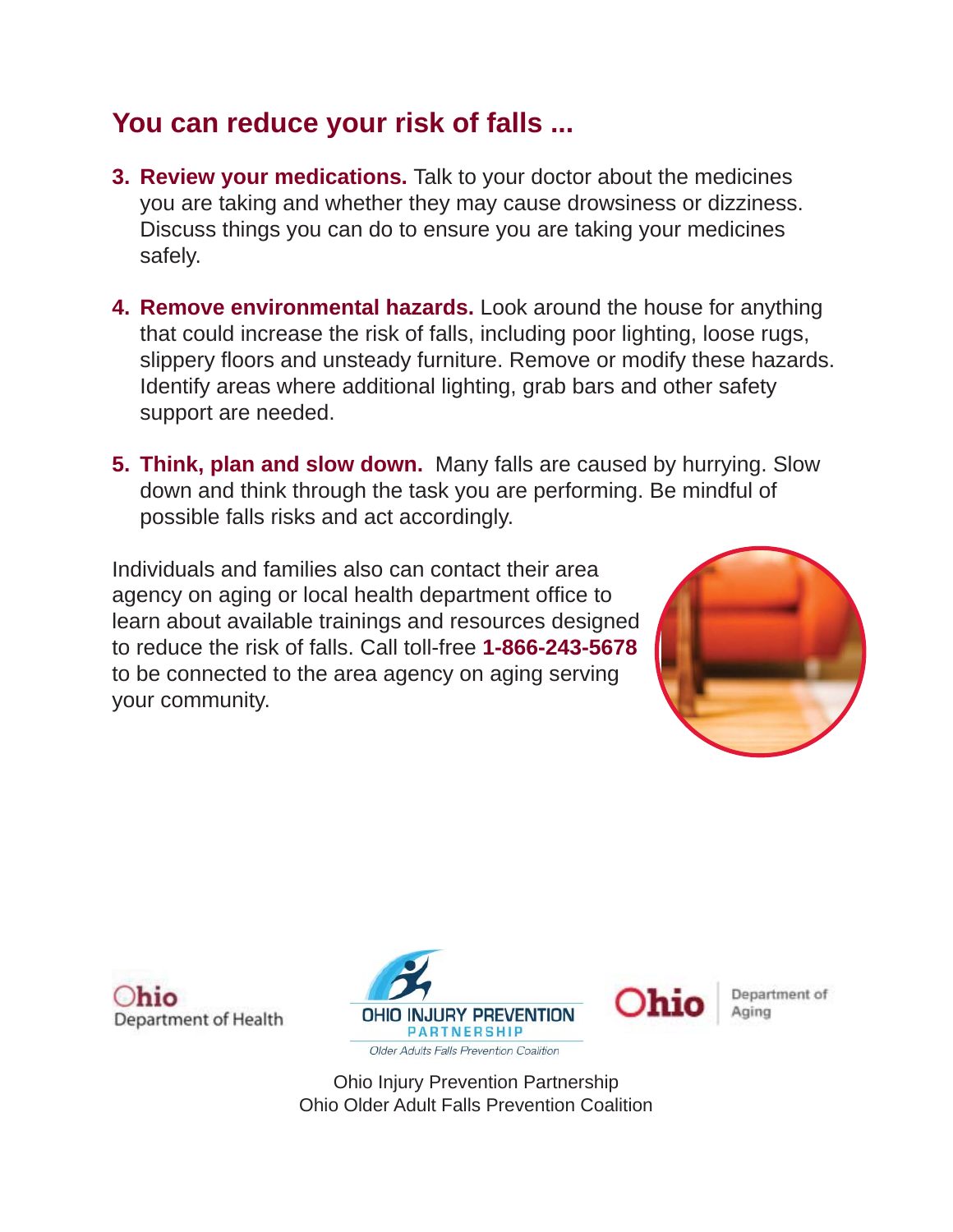## You can reduce your risk of falls ...

3. **Review your medications.** Talk to your doctor about the medicines you are taking and whether they may cause drowsiness or dizziness. Discuss things you can do to ensure you are taking your medicines safely.

4. **Remove environmental hazards.** Look around the house for anything that could increase the risk of falls, including poor lighting, loose rugs, slippery floors and unsteady furniture. Remove or modify these hazards. Identify areas where additional lighting, grab bars and other safety support are needed.

5. **Think, plan and slow down.** Many falls are caused by hurrying. Slow down and think through the task you are performing. Be mindful of possible falls risks and act accordingly.

Individuals and families also can contact their area agency on aging or local health department office to learn about available trainings and resources designed to reduce the risk of falls. Call toll-free **1-866-243-5678** to be connected to the area agency on aging serving your community.

Ohio Department of Health

OHIO INJURY PREVENTION PARTNERSHIP
*Older Adults Falls Prevention Coalition*

Ohio Department of Aging

Ohio Injury Prevention Partnership
Ohio Older Adult Falls Prevention Coalition